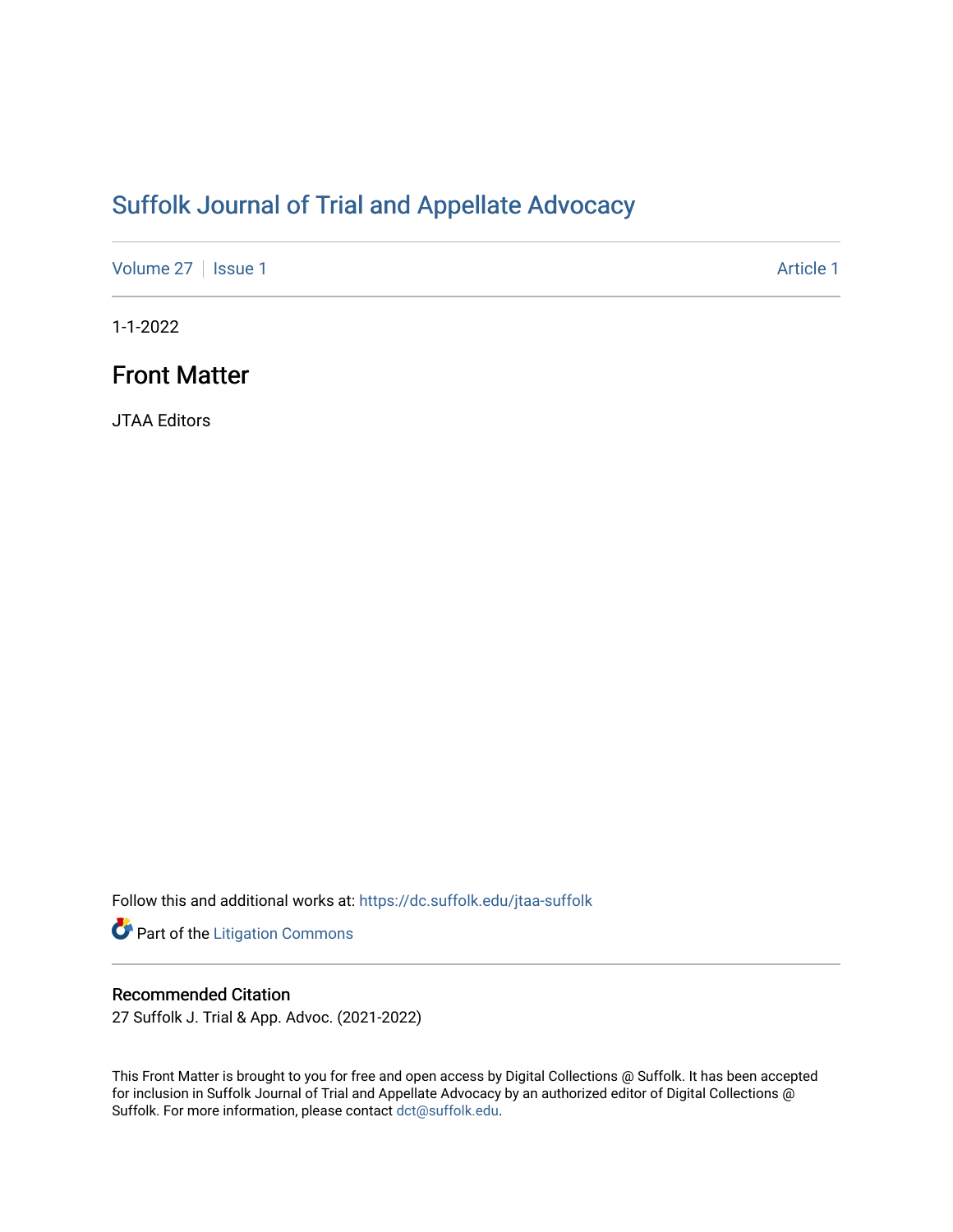# Suffolk Journal of Trial and Appellate Advocacy

Volume 27 | Issue 1 Article 1

1-1-2022

## Front Matter

JTAA Editors

Follow this and additional works at: https://dc.suffolk.edu/jtaa-suffolk

Part of the Litigation Commons

### Recommended Citation

27 Suffolk J. Trial & App. Advoc. (2021-2022)

This Front Matter is brought to you for free and open access by Digital Collections @ Suffolk. It has been accepted for inclusion in Suffolk Journal of Trial and Appellate Advocacy by an authorized editor of Digital Collections @ Suffolk. For more information, please contact dct@suffolk.edu.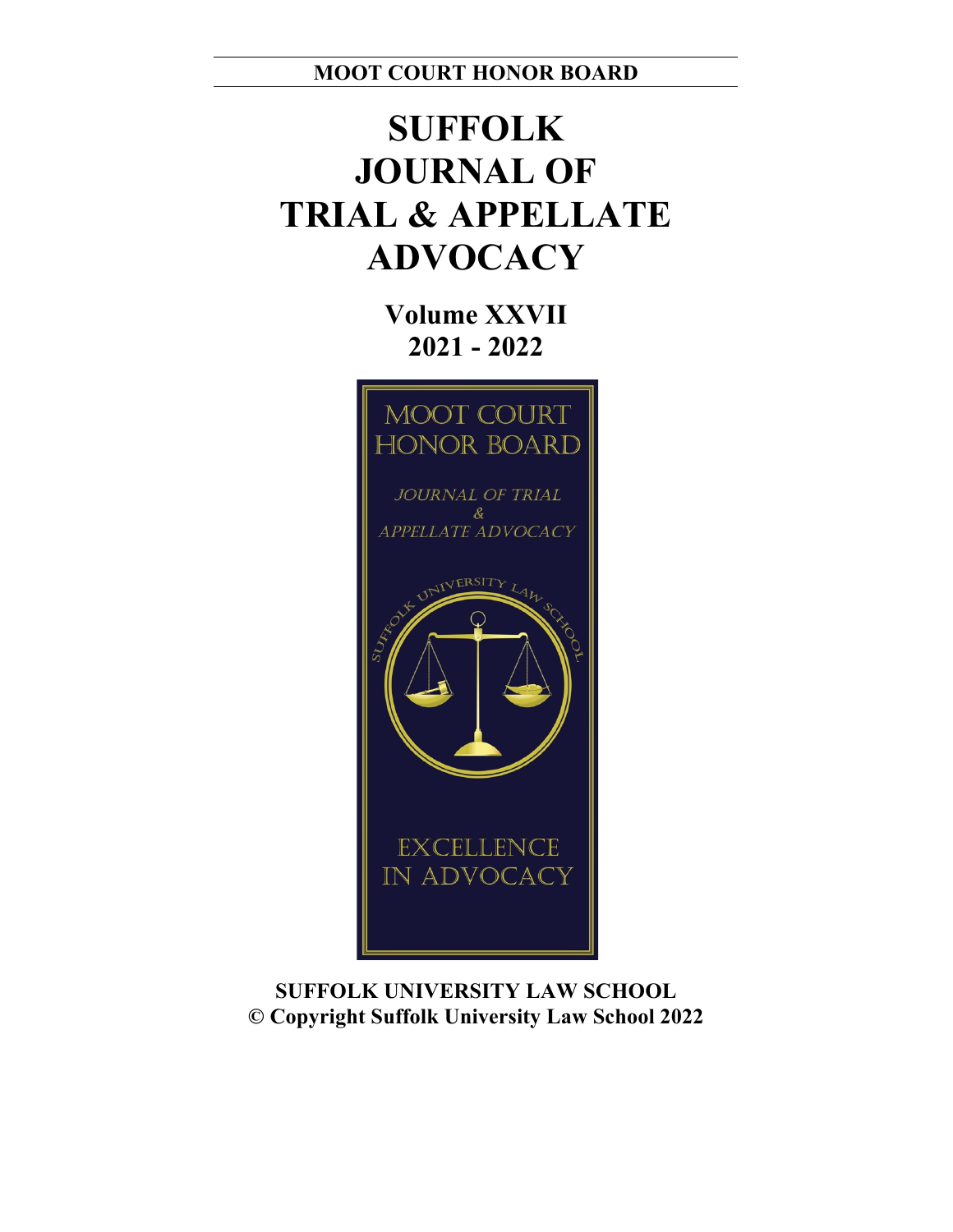**MOOT COURT HONOR BOARD**

# SUFFOLK JOURNAL OF TRIAL & APPELLATE ADVOCACY

## Volume XXVII
## 2021 - 2022

MOOT COURT HONOR BOARD

*JOURNAL OF TRIAL & APPELLATE ADVOCACY*

SUFFOLK UNIVERSITY LAW SCHOOL

EXCELLENCE IN ADVOCACY

**SUFFOLK UNIVERSITY LAW SCHOOL**
**© Copyright Suffolk University Law School 2022**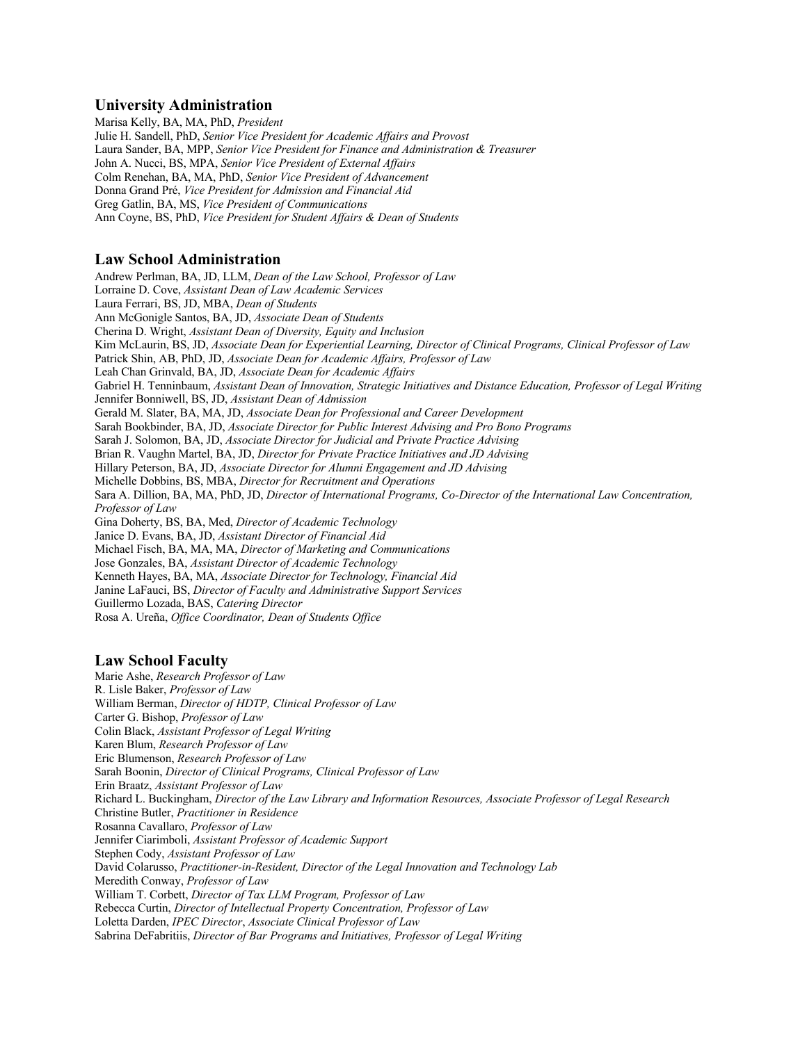## University Administration

Marisa Kelly, BA, MA, PhD, *President*
Julie H. Sandell, PhD, *Senior Vice President for Academic Affairs and Provost*
Laura Sander, BA, MPP, *Senior Vice President for Finance and Administration & Treasurer*
John A. Nucci, BS, MPA, *Senior Vice President of External Affairs*
Colm Renehan, BA, MA, PhD, *Senior Vice President of Advancement*
Donna Grand Pré, *Vice President for Admission and Financial Aid*
Greg Gatlin, BA, MS, *Vice President of Communications*
Ann Coyne, BS, PhD, *Vice President for Student Affairs & Dean of Students*

## Law School Administration

Andrew Perlman, BA, JD, LLM, *Dean of the Law School, Professor of Law*
Lorraine D. Cove, *Assistant Dean of Law Academic Services*
Laura Ferrari, BS, JD, MBA, *Dean of Students*
Ann McGonigle Santos, BA, JD, *Associate Dean of Students*
Cherina D. Wright, *Assistant Dean of Diversity, Equity and Inclusion*
Kim McLaurin, BS, JD, *Associate Dean for Experiential Learning, Director of Clinical Programs, Clinical Professor of Law*
Patrick Shin, AB, PhD, JD, *Associate Dean for Academic Affairs, Professor of Law*
Leah Chan Grinvald, BA, JD, *Associate Dean for Academic Affairs*
Gabriel H. Tenninbaum, *Assistant Dean of Innovation, Strategic Initiatives and Distance Education, Professor of Legal Writing*
Jennifer Bonniwell, BS, JD, *Assistant Dean of Admission*
Gerald M. Slater, BA, MA, JD, *Associate Dean for Professional and Career Development*
Sarah Bookbinder, BA, JD, *Associate Director for Public Interest Advising and Pro Bono Programs*
Sarah J. Solomon, BA, JD, *Associate Director for Judicial and Private Practice Advising*
Brian R. Vaughn Martel, BA, JD, *Director for Private Practice Initiatives and JD Advising*
Hillary Peterson, BA, JD, *Associate Director for Alumni Engagement and JD Advising*
Michelle Dobbins, BS, MBA, *Director for Recruitment and Operations*
Sara A. Dillion, BA, MA, PhD, JD, *Director of International Programs, Co-Director of the International Law Concentration, Professor of Law*
Gina Doherty, BS, BA, Med, *Director of Academic Technology*
Janice D. Evans, BA, JD, *Assistant Director of Financial Aid*
Michael Fisch, BA, MA, MA, *Director of Marketing and Communications*
Jose Gonzales, BA, *Assistant Director of Academic Technology*
Kenneth Hayes, BA, MA, *Associate Director for Technology, Financial Aid*
Janine LaFauci, BS, *Director of Faculty and Administrative Support Services*
Guillermo Lozada, BAS, *Catering Director*
Rosa A. Ureña, *Office Coordinator, Dean of Students Office*

## Law School Faculty

Marie Ashe, *Research Professor of Law*
R. Lisle Baker, *Professor of Law*
William Berman, *Director of HDTP, Clinical Professor of Law*
Carter G. Bishop, *Professor of Law*
Colin Black, *Assistant Professor of Legal Writing*
Karen Blum, *Research Professor of Law*
Eric Blumenson, *Research Professor of Law*
Sarah Boonin, *Director of Clinical Programs, Clinical Professor of Law*
Erin Braatz, *Assistant Professor of Law*
Richard L. Buckingham, *Director of the Law Library and Information Resources, Associate Professor of Legal Research*
Christine Butler, *Practitioner in Residence*
Rosanna Cavallaro, *Professor of Law*
Jennifer Ciarimboli, *Assistant Professor of Academic Support*
Stephen Cody, *Assistant Professor of Law*
David Colarusso, *Practitioner-in-Resident, Director of the Legal Innovation and Technology Lab*
Meredith Conway, *Professor of Law*
William T. Corbett, *Director of Tax LLM Program, Professor of Law*
Rebecca Curtin, *Director of Intellectual Property Concentration, Professor of Law*
Loletta Darden, *IPEC Director*, *Associate Clinical Professor of Law*
Sabrina DeFabritiis, *Director of Bar Programs and Initiatives, Professor of Legal Writing*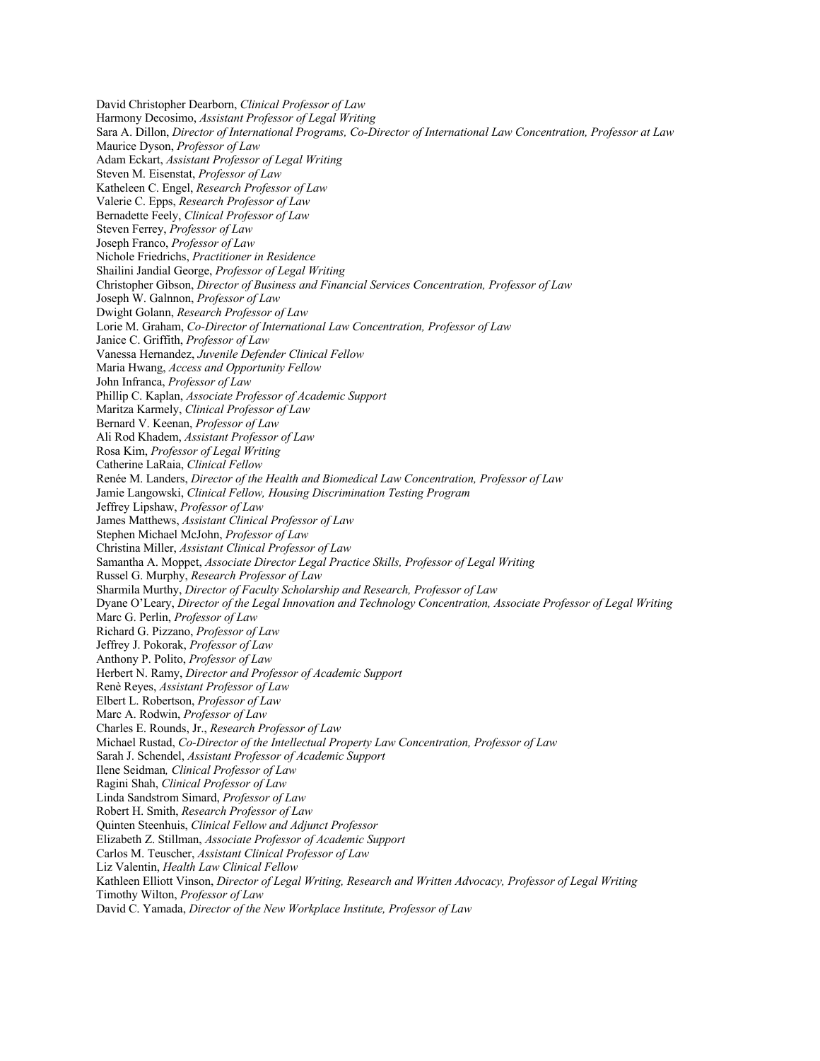David Christopher Dearborn, *Clinical Professor of Law*
Harmony Decosimo, *Assistant Professor of Legal Writing*
Sara A. Dillon, *Director of International Programs, Co-Director of International Law Concentration, Professor at Law*
Maurice Dyson, *Professor of Law*
Adam Eckart, *Assistant Professor of Legal Writing*
Steven M. Eisenstat, *Professor of Law*
Katheleen C. Engel, *Research Professor of Law*
Valerie C. Epps, *Research Professor of Law*
Bernadette Feely, *Clinical Professor of Law*
Steven Ferrey, *Professor of Law*
Joseph Franco, *Professor of Law*
Nichole Friedrichs, *Practitioner in Residence*
Shailini Jandial George, *Professor of Legal Writing*
Christopher Gibson, *Director of Business and Financial Services Concentration, Professor of Law*
Joseph W. Galnnon, *Professor of Law*
Dwight Golann, *Research Professor of Law*
Lorie M. Graham, *Co-Director of International Law Concentration, Professor of Law*
Janice C. Griffith, *Professor of Law*
Vanessa Hernandez, *Juvenile Defender Clinical Fellow*
Maria Hwang, *Access and Opportunity Fellow*
John Infranca, *Professor of Law*
Phillip C. Kaplan, *Associate Professor of Academic Support*
Maritza Karmely, *Clinical Professor of Law*
Bernard V. Keenan, *Professor of Law*
Ali Rod Khadem, *Assistant Professor of Law*
Rosa Kim, *Professor of Legal Writing*
Catherine LaRaia, *Clinical Fellow*
Renée M. Landers, *Director of the Health and Biomedical Law Concentration, Professor of Law*
Jamie Langowski, *Clinical Fellow, Housing Discrimination Testing Program*
Jeffrey Lipshaw, *Professor of Law*
James Matthews, *Assistant Clinical Professor of Law*
Stephen Michael McJohn, *Professor of Law*
Christina Miller, *Assistant Clinical Professor of Law*
Samantha A. Moppet, *Associate Director Legal Practice Skills, Professor of Legal Writing*
Russel G. Murphy, *Research Professor of Law*
Sharmila Murthy, *Director of Faculty Scholarship and Research, Professor of Law*
Dyane O'Leary, *Director of the Legal Innovation and Technology Concentration, Associate Professor of Legal Writing*
Marc G. Perlin, *Professor of Law*
Richard G. Pizzano, *Professor of Law*
Jeffrey J. Pokorak, *Professor of Law*
Anthony P. Polito, *Professor of Law*
Herbert N. Ramy, *Director and Professor of Academic Support*
Renè Reyes, *Assistant Professor of Law*
Elbert L. Robertson, *Professor of Law*
Marc A. Rodwin, *Professor of Law*
Charles E. Rounds, Jr., *Research Professor of Law*
Michael Rustad, *Co-Director of the Intellectual Property Law Concentration, Professor of Law*
Sarah J. Schendel, *Assistant Professor of Academic Support*
Ilene Seidman*, Clinical Professor of Law*
Ragini Shah, *Clinical Professor of Law*
Linda Sandstrom Simard, *Professor of Law*
Robert H. Smith, *Research Professor of Law*
Quinten Steenhuis, *Clinical Fellow and Adjunct Professor*
Elizabeth Z. Stillman, *Associate Professor of Academic Support*
Carlos M. Teuscher, *Assistant Clinical Professor of Law*
Liz Valentin, *Health Law Clinical Fellow*
Kathleen Elliott Vinson, *Director of Legal Writing, Research and Written Advocacy, Professor of Legal Writing*
Timothy Wilton, *Professor of Law*
David C. Yamada, *Director of the New Workplace Institute, Professor of Law*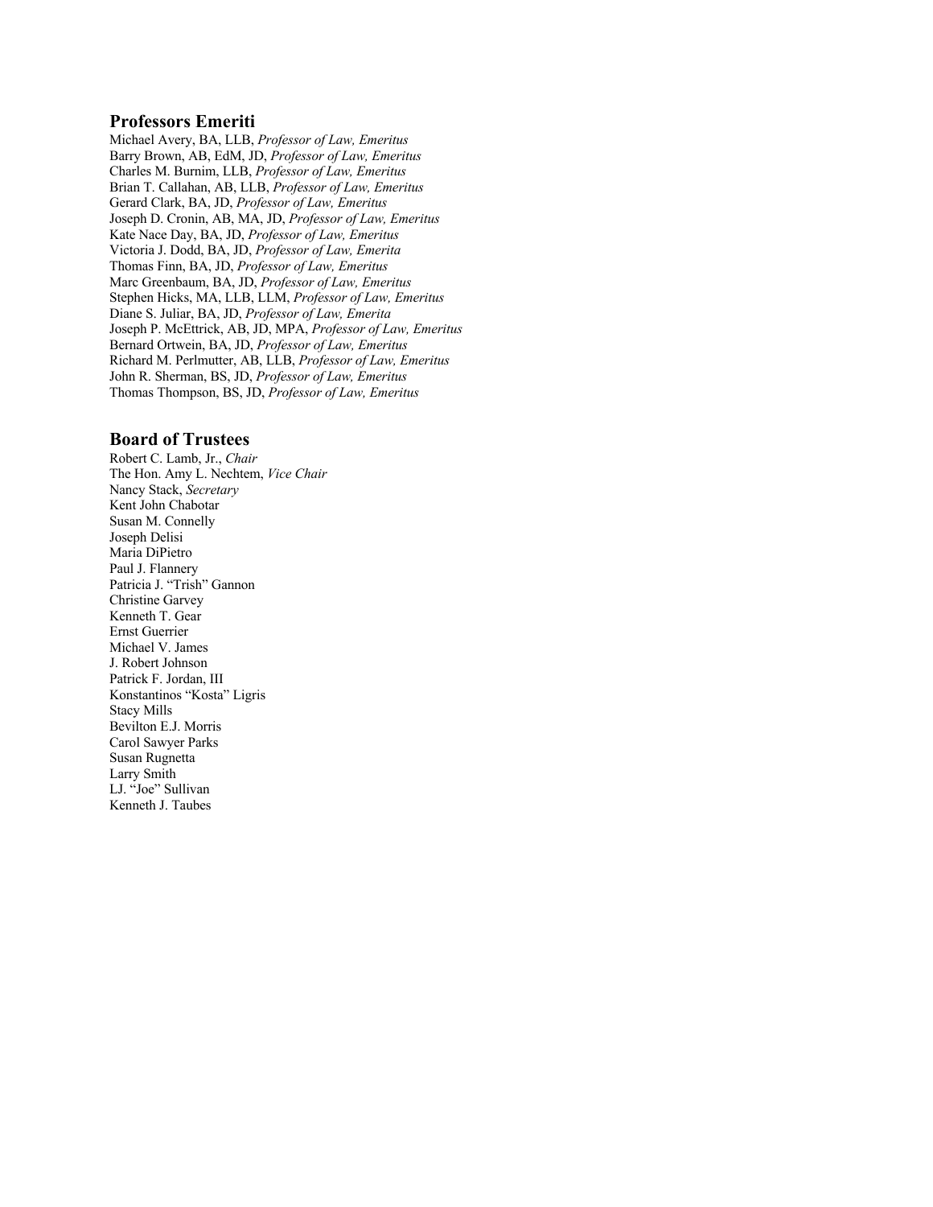## Professors Emeriti

Michael Avery, BA, LLB, *Professor of Law, Emeritus*
Barry Brown, AB, EdM, JD, *Professor of Law, Emeritus*
Charles M. Burnim, LLB, *Professor of Law, Emeritus*
Brian T. Callahan, AB, LLB, *Professor of Law, Emeritus*
Gerard Clark, BA, JD, *Professor of Law, Emeritus*
Joseph D. Cronin, AB, MA, JD, *Professor of Law, Emeritus*
Kate Nace Day, BA, JD, *Professor of Law, Emeritus*
Victoria J. Dodd, BA, JD, *Professor of Law, Emerita*
Thomas Finn, BA, JD, *Professor of Law, Emeritus*
Marc Greenbaum, BA, JD, *Professor of Law, Emeritus*
Stephen Hicks, MA, LLB, LLM, *Professor of Law, Emeritus*
Diane S. Juliar, BA, JD, *Professor of Law, Emerita*
Joseph P. McEttrick, AB, JD, MPA, *Professor of Law, Emeritus*
Bernard Ortwein, BA, JD, *Professor of Law, Emeritus*
Richard M. Perlmutter, AB, LLB, *Professor of Law, Emeritus*
John R. Sherman, BS, JD, *Professor of Law, Emeritus*
Thomas Thompson, BS, JD, *Professor of Law, Emeritus*

## Board of Trustees

Robert C. Lamb, Jr., *Chair*
The Hon. Amy L. Nechtem, *Vice Chair*
Nancy Stack, *Secretary*
Kent John Chabotar
Susan M. Connelly
Joseph Delisi
Maria DiPietro
Paul J. Flannery
Patricia J. "Trish" Gannon
Christine Garvey
Kenneth T. Gear
Ernst Guerrier
Michael V. James
J. Robert Johnson
Patrick F. Jordan, III
Konstantinos "Kosta" Ligris
Stacy Mills
Bevilton E.J. Morris
Carol Sawyer Parks
Susan Rugnetta
Larry Smith
LJ. "Joe" Sullivan
Kenneth J. Taubes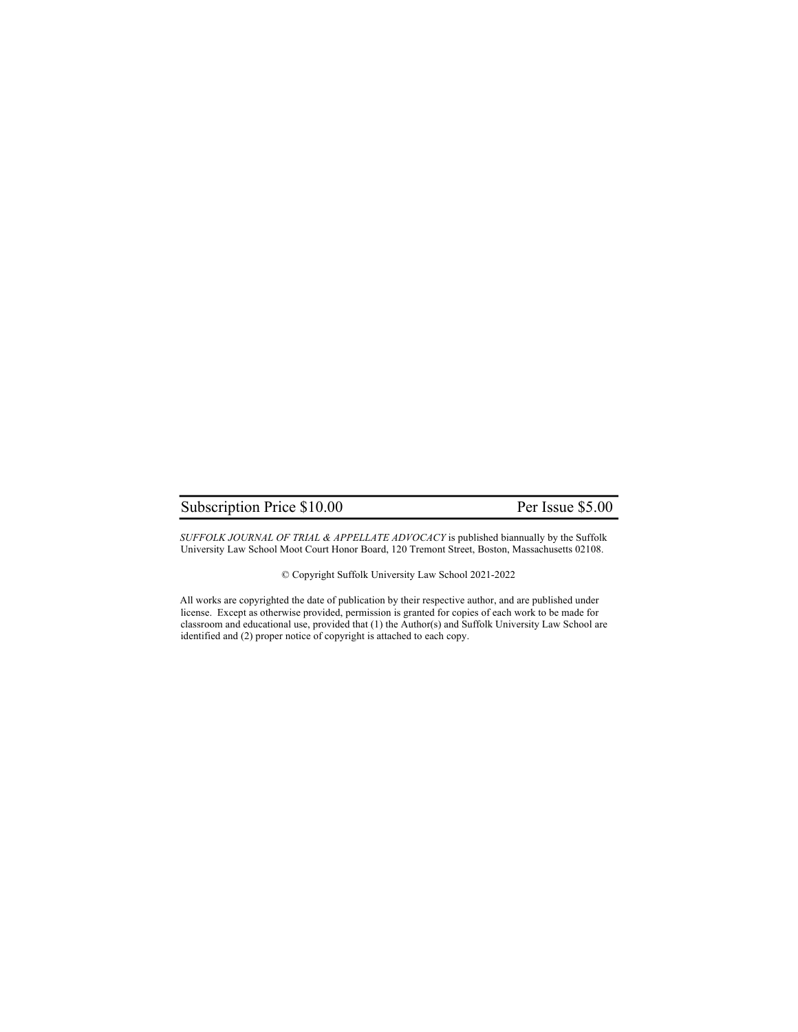| Subscription Price $10.00 | Per Issue $5.00 |
| --- | --- |

*SUFFOLK JOURNAL OF TRIAL & APPELLATE ADVOCACY* is published biannually by the Suffolk University Law School Moot Court Honor Board, 120 Tremont Street, Boston, Massachusetts 02108.

© Copyright Suffolk University Law School 2021-2022

All works are copyrighted the date of publication by their respective author, and are published under license. Except as otherwise provided, permission is granted for copies of each work to be made for classroom and educational use, provided that (1) the Author(s) and Suffolk University Law School are identified and (2) proper notice of copyright is attached to each copy.